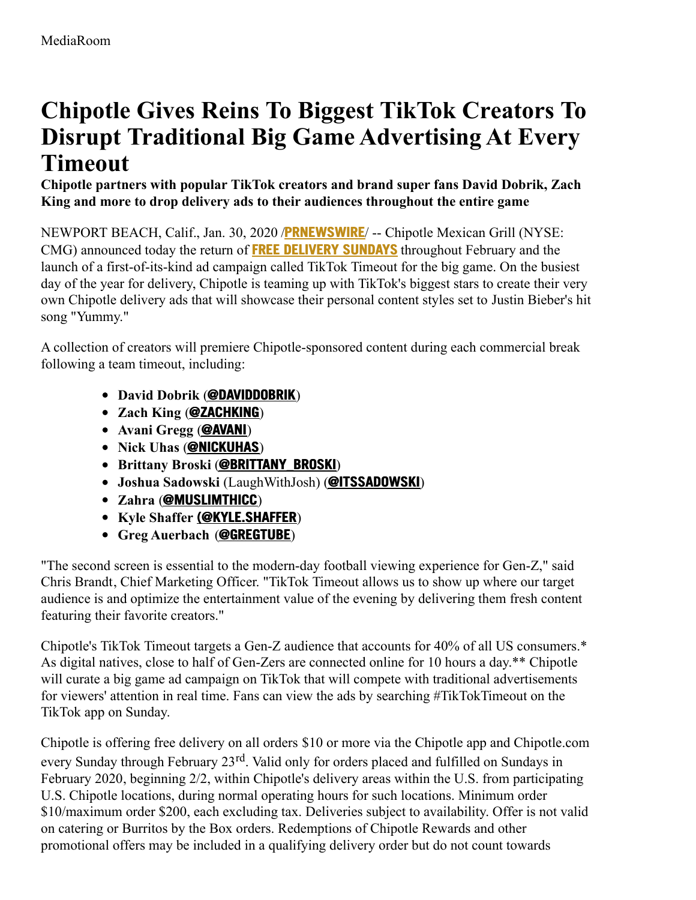MediaRoom

# Chipotle Gives Reins To Biggest TikTok Creators To Disrupt Traditional Big Game Advertising At Every Timeout

**Chipotle partners with popular TikTok creators and brand super fans David Dobrik, Zach King and more to drop delivery ads to their audiences throughout the entire game**

NEWPORT BEACH, Calif., Jan. 30, 2020 /**PRNEWSWIRE**/ -- Chipotle Mexican Grill (NYSE: CMG) announced today the return of **FREE DELIVERY SUNDAYS** throughout February and the launch of a first-of-its-kind ad campaign called TikTok Timeout for the big game. On the busiest day of the year for delivery, Chipotle is teaming up with TikTok's biggest stars to create their very own Chipotle delivery ads that will showcase their personal content styles set to Justin Bieber's hit song "Yummy."

A collection of creators will premiere Chipotle-sponsored content during each commercial break following a team timeout, including:

- **David Dobrik (@DAVIDDOBRIK)**
- **Zach King (@ZACHKING)**
- **Avani Gregg (@AVANI)**
- **Nick Uhas (@NICKUHAS)**
- **Brittany Broski (@BRITTANY_BROSKI)**
- **Joshua Sadowski** (LaughWithJosh) (**@ITSSADOWSKI**)
- **Zahra (@MUSLIMTHICC)**
- **Kyle Shaffer (@KYLE.SHAFFER)**
- **Greg Auerbach (@GREGTUBE)**

"The second screen is essential to the modern-day football viewing experience for Gen-Z," said Chris Brandt, Chief Marketing Officer. "TikTok Timeout allows us to show up where our target audience is and optimize the entertainment value of the evening by delivering them fresh content featuring their favorite creators."

Chipotle's TikTok Timeout targets a Gen-Z audience that accounts for 40% of all US consumers.* As digital natives, close to half of Gen-Zers are connected online for 10 hours a day.** Chipotle will curate a big game ad campaign on TikTok that will compete with traditional advertisements for viewers' attention in real time. Fans can view the ads by searching #TikTokTimeout on the TikTok app on Sunday.

Chipotle is offering free delivery on all orders $10 or more via the Chipotle app and Chipotle.com every Sunday through February 23rd. Valid only for orders placed and fulfilled on Sundays in February 2020, beginning 2/2, within Chipotle's delivery areas within the U.S. from participating U.S. Chipotle locations, during normal operating hours for such locations. Minimum order $10/maximum order $200, each excluding tax. Deliveries subject to availability. Offer is not valid on catering or Burritos by the Box orders. Redemptions of Chipotle Rewards and other promotional offers may be included in a qualifying delivery order but do not count towards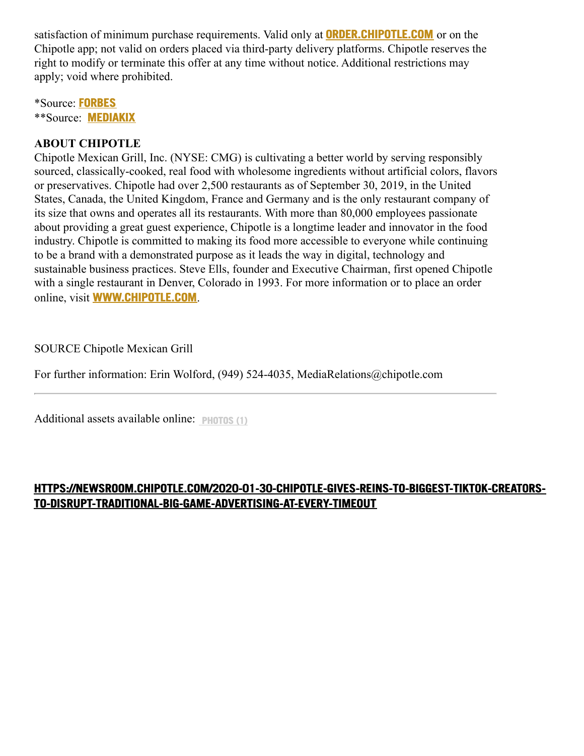satisfaction of minimum purchase requirements. Valid only at **ORDER.CHIPOTLE.COM** or on the Chipotle app; not valid on orders placed via third-party delivery platforms. Chipotle reserves the right to modify or terminate this offer at any time without notice. Additional restrictions may apply; void where prohibited.

*Source: **FORBES**
**Source: **MEDIAKIX**

**ABOUT CHIPOTLE**
Chipotle Mexican Grill, Inc. (NYSE: CMG) is cultivating a better world by serving responsibly sourced, classically-cooked, real food with wholesome ingredients without artificial colors, flavors or preservatives. Chipotle had over 2,500 restaurants as of September 30, 2019, in the United States, Canada, the United Kingdom, France and Germany and is the only restaurant company of its size that owns and operates all its restaurants. With more than 80,000 employees passionate about providing a great guest experience, Chipotle is a longtime leader and innovator in the food industry. Chipotle is committed to making its food more accessible to everyone while continuing to be a brand with a demonstrated purpose as it leads the way in digital, technology and sustainable business practices. Steve Ells, founder and Executive Chairman, first opened Chipotle with a single restaurant in Denver, Colorado in 1993. For more information or to place an order online, visit **WWW.CHIPOTLE.COM**.

SOURCE Chipotle Mexican Grill

For further information: Erin Wolford, (949) 524-4035, MediaRelations@chipotle.com

---

Additional assets available online: PHOTOS (1)

**HTTPS://NEWSROOM.CHIPOTLE.COM/2020-01-30-CHIPOTLE-GIVES-REINS-TO-BIGGEST-TIKTOK-CREATORS-TO-DISRUPT-TRADITIONAL-BIG-GAME-ADVERTISING-AT-EVERY-TIMEOUT**